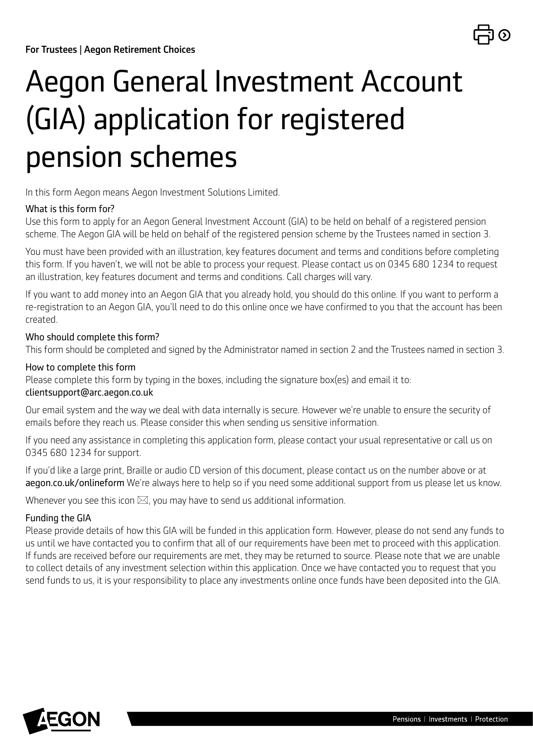**For Trustees | Aegon Retirement Choices**

# Aegon General Investment Account (GIA) application for registered pension schemes

In this form Aegon means Aegon Investment Solutions Limited.

### What is this form for?

Use this form to apply for an Aegon General Investment Account (GIA) to be held on behalf of a registered pension scheme. The Aegon GIA will be held on behalf of the registered pension scheme by the Trustees named in section 3.

You must have been provided with an illustration, key features document and terms and conditions before completing this form. If you haven't, we will not be able to process your request. Please contact us on 0345 680 1234 to request an illustration, key features document and terms and conditions. Call charges will vary.

If you want to add money into an Aegon GIA that you already hold, you should do this online. If you want to perform a re-registration to an Aegon GIA, you'll need to do this online once we have confirmed to you that the account has been created.

### Who should complete this form?

This form should be completed and signed by the Administrator named in section 2 and the Trustees named in section 3.

### How to complete this form

Please complete this form by typing in the boxes, including the signature box(es) and email it to:
clientsupport@arc.aegon.co.uk

Our email system and the way we deal with data internally is secure. However we're unable to ensure the security of emails before they reach us. Please consider this when sending us sensitive information.

If you need any assistance in completing this application form, please contact your usual representative or call us on 0345 680 1234 for support.

If you'd like a large print, Braille or audio CD version of this document, please contact us on the number above or at **aegon.co.uk/onlineform** We're always here to help so if you need some additional support from us please let us know.

Whenever you see this icon ✉, you may have to send us additional information.

### Funding the GIA

Please provide details of how this GIA will be funded in this application form. However, please do not send any funds to us until we have contacted you to confirm that all of our requirements have been met to proceed with this application. If funds are received before our requirements are met, they may be returned to source. Please note that we are unable to collect details of any investment selection within this application. Once we have contacted you to request that you send funds to us, it is your responsibility to place any investments online once funds have been deposited into the GIA.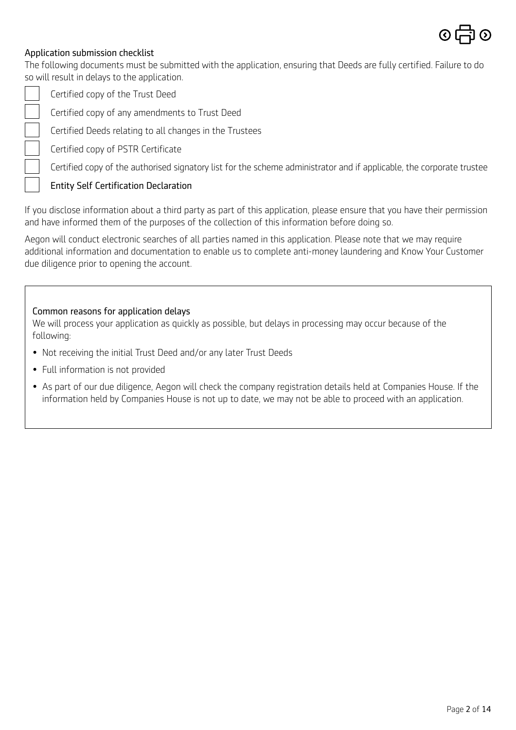## Application submission checklist

The following documents must be submitted with the application, ensuring that Deeds are fully certified. Failure to do so will result in delays to the application.

- [ ] Certified copy of the Trust Deed
- [ ] Certified copy of any amendments to Trust Deed
- [ ] Certified Deeds relating to all changes in the Trustees
- [ ] Certified copy of PSTR Certificate
- [ ] Certified copy of the authorised signatory list for the scheme administrator and if applicable, the corporate trustee
- [ ] Entity Self Certification Declaration

If you disclose information about a third party as part of this application, please ensure that you have their permission and have informed them of the purposes of the collection of this information before doing so.

Aegon will conduct electronic searches of all parties named in this application. Please note that we may require additional information and documentation to enable us to complete anti-money laundering and Know Your Customer due diligence prior to opening the account.

### Common reasons for application delays

We will process your application as quickly as possible, but delays in processing may occur because of the following:

- Not receiving the initial Trust Deed and/or any later Trust Deeds
- Full information is not provided
- As part of our due diligence, Aegon will check the company registration details held at Companies House. If the information held by Companies House is not up to date, we may not be able to proceed with an application.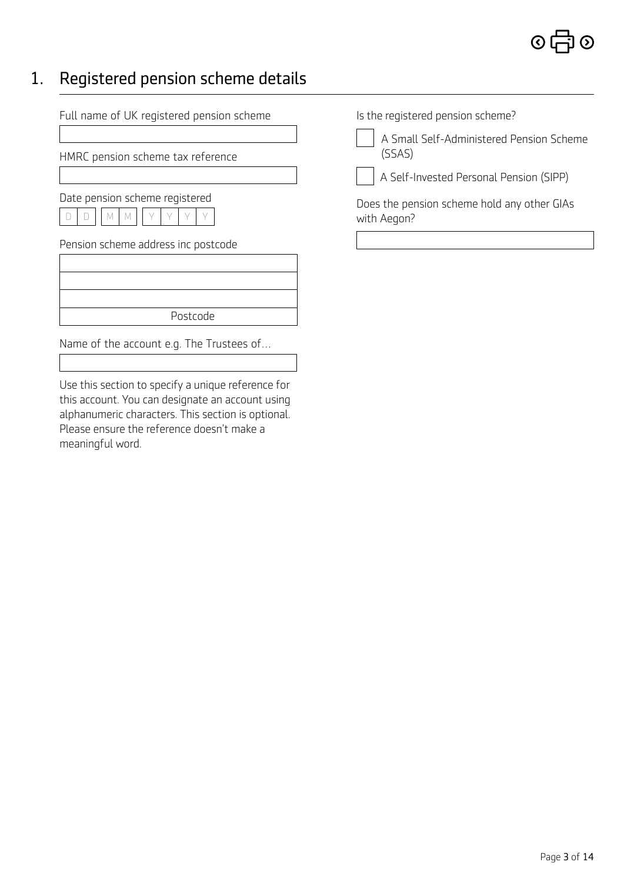## 1. Registered pension scheme details

Full name of UK registered pension scheme

HMRC pension scheme tax reference

Date pension scheme registered

D D M M Y Y Y Y

Pension scheme address inc postcode

Postcode

Name of the account e.g. The Trustees of…

Use this section to specify a unique reference for this account. You can designate an account using alphanumeric characters. This section is optional. Please ensure the reference doesn't make a meaningful word.

Is the registered pension scheme?

- [ ] A Small Self-Administered Pension Scheme (SSAS)
- [ ] A Self-Invested Personal Pension (SIPP)

Does the pension scheme hold any other GIAs with Aegon?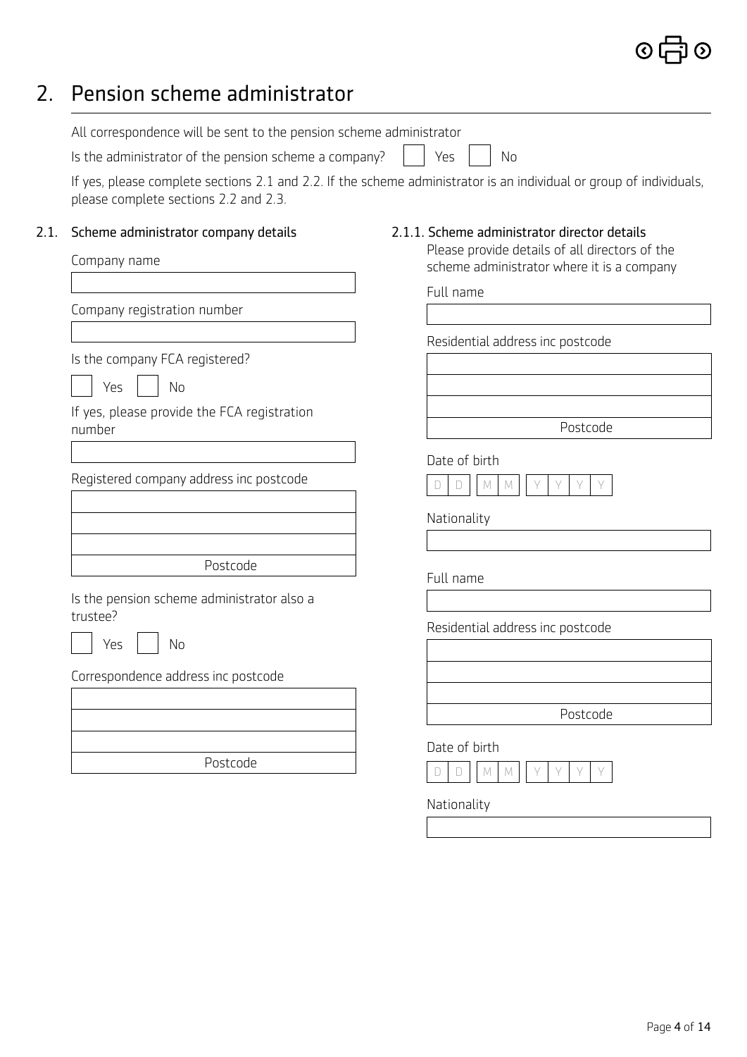# 2. Pension scheme administrator

All correspondence will be sent to the pension scheme administrator

Is the administrator of the pension scheme a company? ☐ Yes ☐ No

If yes, please complete sections 2.1 and 2.2. If the scheme administrator is an individual or group of individuals, please complete sections 2.2 and 2.3.

## 2.1. Scheme administrator company details

Company name

\_\_\_\_\_\_\_\_\_\_\_\_\_\_\_\_\_\_\_\_

Company registration number

\_\_\_\_\_\_\_\_\_\_\_\_\_\_\_\_\_\_\_\_

Is the company FCA registered?

☐ Yes ☐ No

If yes, please provide the FCA registration number

\_\_\_\_\_\_\_\_\_\_\_\_\_\_\_\_\_\_\_\_

Registered company address inc postcode

\_\_\_\_\_\_\_\_\_\_\_\_\_\_\_\_\_\_\_\_

\_\_\_\_\_\_\_\_\_\_\_\_\_\_\_\_\_\_\_\_

\_\_\_\_\_\_\_\_\_\_\_\_\_\_\_\_\_\_\_\_

Postcode

Is the pension scheme administrator also a trustee?

☐ Yes ☐ No

Correspondence address inc postcode

\_\_\_\_\_\_\_\_\_\_\_\_\_\_\_\_\_\_\_\_

\_\_\_\_\_\_\_\_\_\_\_\_\_\_\_\_\_\_\_\_

\_\_\_\_\_\_\_\_\_\_\_\_\_\_\_\_\_\_\_\_

Postcode

### 2.1.1. Scheme administrator director details

Please provide details of all directors of the scheme administrator where it is a company

Full name

\_\_\_\_\_\_\_\_\_\_\_\_\_\_\_\_\_\_\_\_

Residential address inc postcode

\_\_\_\_\_\_\_\_\_\_\_\_\_\_\_\_\_\_\_\_

\_\_\_\_\_\_\_\_\_\_\_\_\_\_\_\_\_\_\_\_

\_\_\_\_\_\_\_\_\_\_\_\_\_\_\_\_\_\_\_\_

Postcode

Date of birth

D D / M M / Y Y Y Y

Nationality

\_\_\_\_\_\_\_\_\_\_\_\_\_\_\_\_\_\_\_\_

Full name

\_\_\_\_\_\_\_\_\_\_\_\_\_\_\_\_\_\_\_\_

Residential address inc postcode

\_\_\_\_\_\_\_\_\_\_\_\_\_\_\_\_\_\_\_\_

\_\_\_\_\_\_\_\_\_\_\_\_\_\_\_\_\_\_\_\_

\_\_\_\_\_\_\_\_\_\_\_\_\_\_\_\_\_\_\_\_

Postcode

Date of birth

D D / M M / Y Y Y Y

Nationality

\_\_\_\_\_\_\_\_\_\_\_\_\_\_\_\_\_\_\_\_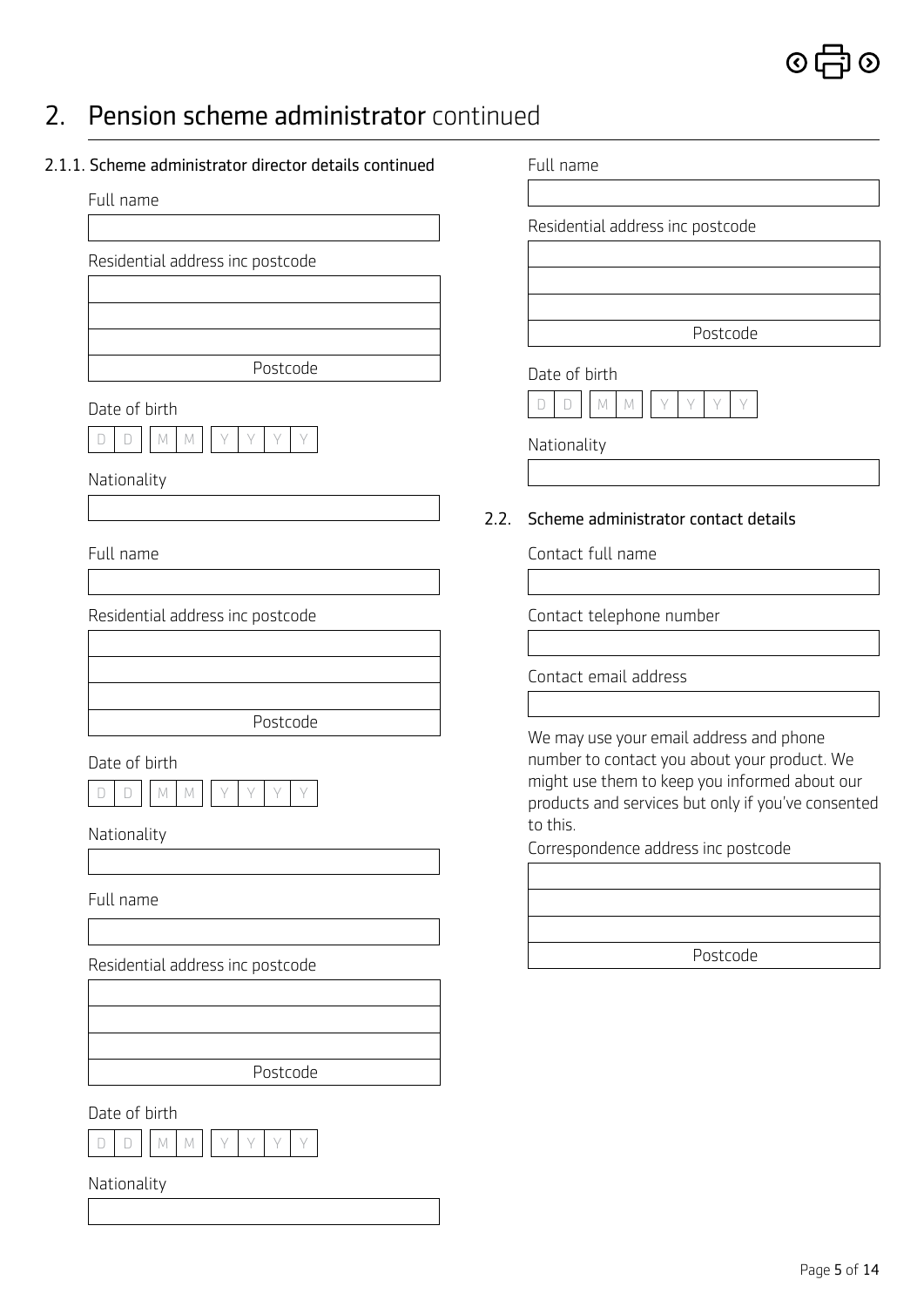# 2. Pension scheme administrator continued

### 2.1.1. Scheme administrator director details continued

Full name

Residential address inc postcode

Postcode

Date of birth

D D M M Y Y Y Y

Nationality

Full name

Residential address inc postcode

Postcode

Date of birth

D D M M Y Y Y Y

Nationality

Full name

Residential address inc postcode

Postcode

Date of birth

D D M M Y Y Y Y

Nationality

Full name

Residential address inc postcode

Postcode

Date of birth

D D M M Y Y Y Y

Nationality

### 2.2. Scheme administrator contact details

Contact full name

Contact telephone number

Contact email address

We may use your email address and phone number to contact you about your product. We might use them to keep you informed about our products and services but only if you've consented to this.

Correspondence address inc postcode

Postcode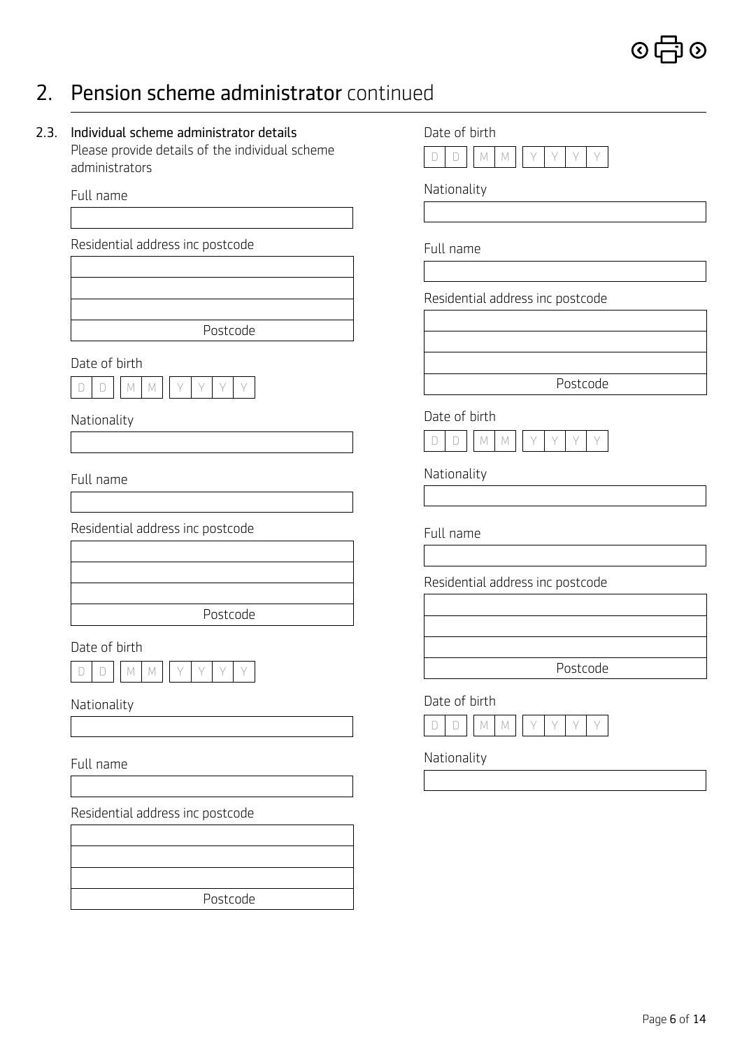## 2. Pension scheme administrator continued

### 2.3. Individual scheme administrator details

Please provide details of the individual scheme administrators

Full name

Residential address inc postcode

Postcode

Date of birth

D D M M Y Y Y Y

Nationality

Full name

Residential address inc postcode

Postcode

Date of birth

D D M M Y Y Y Y

Nationality

Full name

Residential address inc postcode

Postcode

Date of birth

D D M M Y Y Y Y

Nationality

Full name

Residential address inc postcode

Postcode

Date of birth

D D M M Y Y Y Y

Nationality

Full name

Residential address inc postcode

Postcode

Date of birth

D D M M Y Y Y Y

Nationality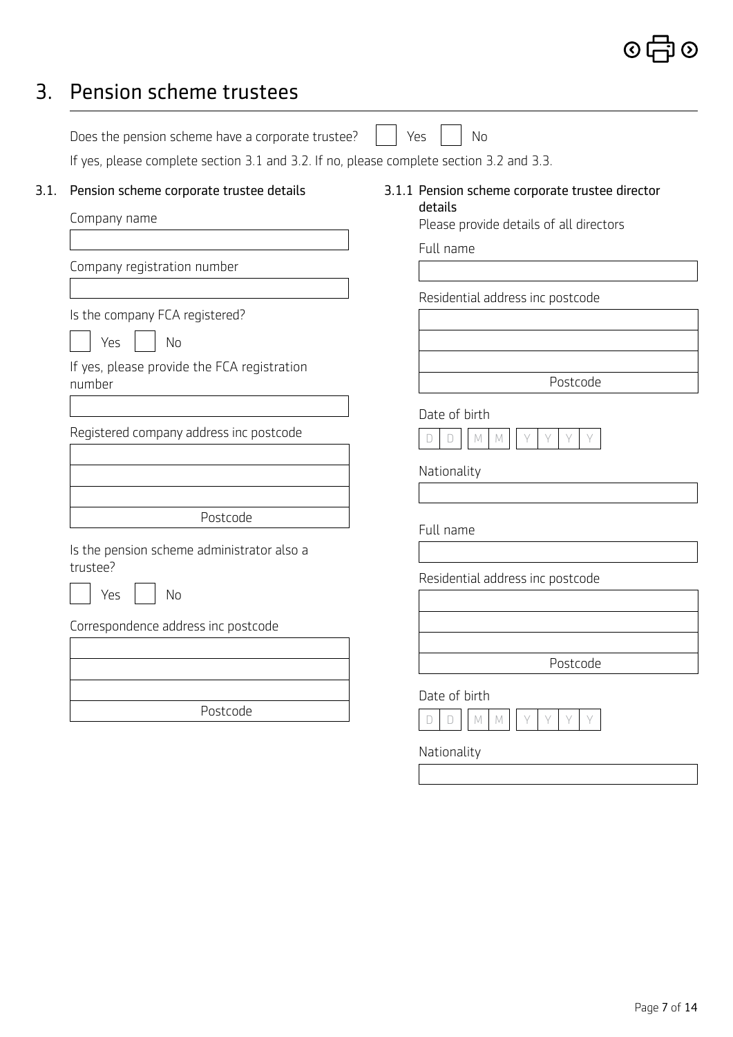## 3. Pension scheme trustees

Does the pension scheme have a corporate trustee? ☐ Yes ☐ No

If yes, please complete section 3.1 and 3.2. If no, please complete section 3.2 and 3.3.

### 3.1. Pension scheme corporate trustee details

Company name

Company registration number

Is the company FCA registered?

☐ Yes ☐ No

If yes, please provide the FCA registration number

Registered company address inc postcode

Postcode

Is the pension scheme administrator also a trustee?

☐ Yes ☐ No

Correspondence address inc postcode

Postcode

### 3.1.1 Pension scheme corporate trustee director details

Please provide details of all directors

Full name

Residential address inc postcode

Postcode

Date of birth

D D / M M / Y Y Y Y

Nationality

Full name

Residential address inc postcode

Postcode

Date of birth

D D / M M / Y Y Y Y

Nationality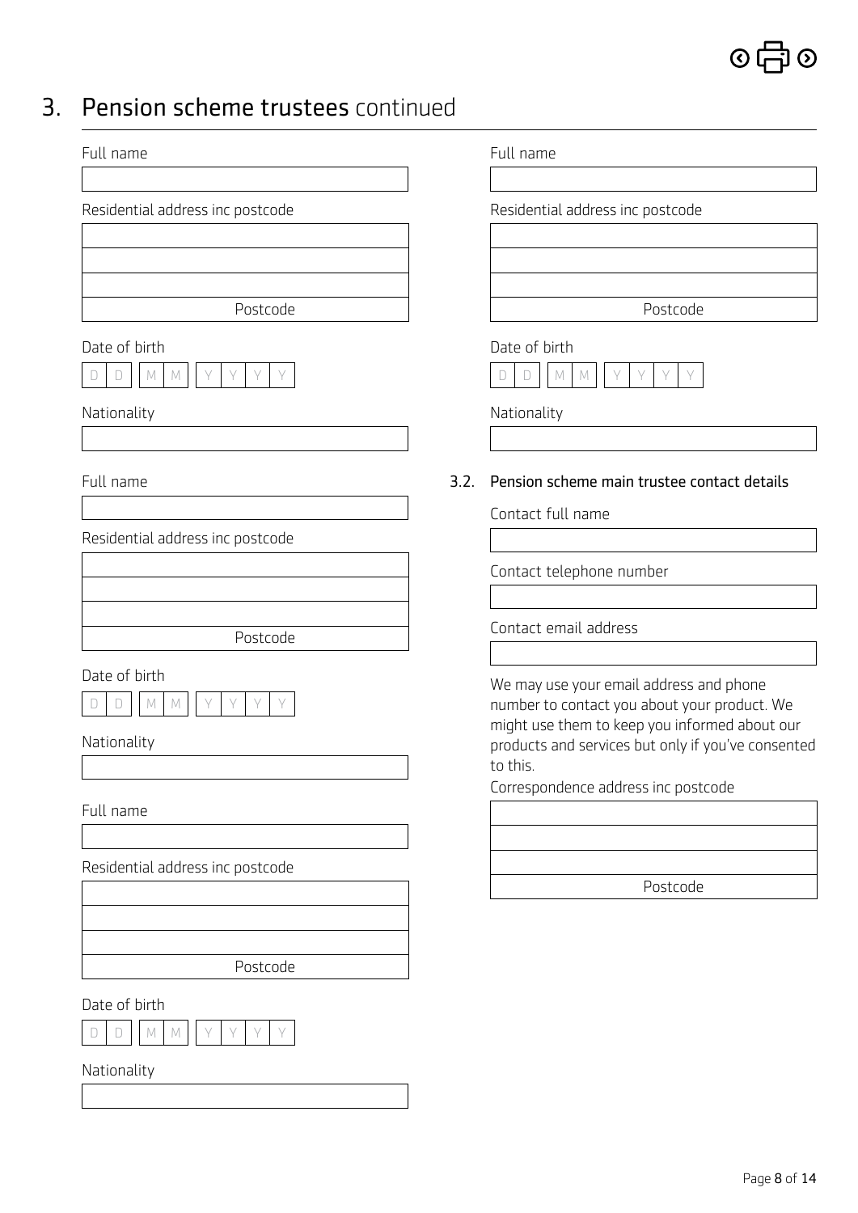# 3. Pension scheme trustees continued

Full name

Residential address inc postcode

Postcode

Date of birth

D D M M Y Y Y Y

Nationality

Full name

Residential address inc postcode

Postcode

Date of birth

D D M M Y Y Y Y

Nationality

Full name

Residential address inc postcode

Postcode

Date of birth

D D M M Y Y Y Y

Nationality

Full name

Residential address inc postcode

Postcode

Date of birth

D D M M Y Y Y Y

Nationality

## 3.2. Pension scheme main trustee contact details

Contact full name

Contact telephone number

Contact email address

We may use your email address and phone number to contact you about your product. We might use them to keep you informed about our products and services but only if you've consented to this.

Correspondence address inc postcode

Postcode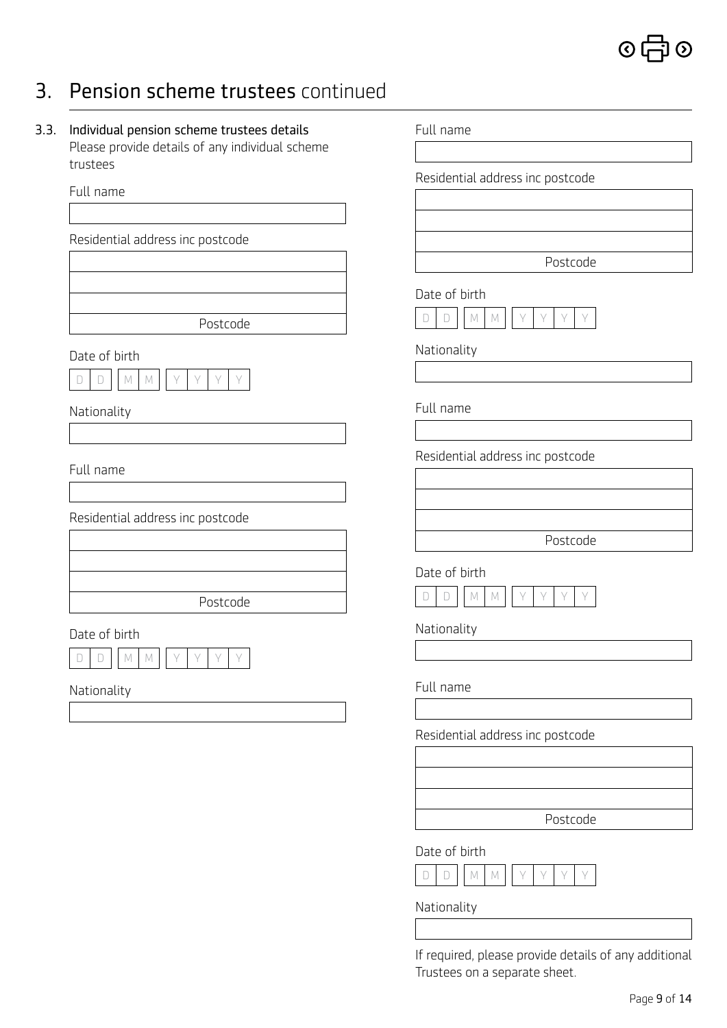# 3. Pension scheme trustees continued

### 3.3. Individual pension scheme trustees details

Please provide details of any individual scheme trustees

Full name

Residential address inc postcode

Postcode

Date of birth

D D M M Y Y Y Y

Nationality

Full name

Residential address inc postcode

Postcode

Date of birth

D D M M Y Y Y Y

Nationality

Full name

Residential address inc postcode

Postcode

Date of birth

D D M M Y Y Y Y

Nationality

Full name

Residential address inc postcode

Postcode

Date of birth

D D M M Y Y Y Y

Nationality

Full name

Residential address inc postcode

Postcode

Date of birth

D D M M Y Y Y Y

Nationality

If required, please provide details of any additional Trustees on a separate sheet.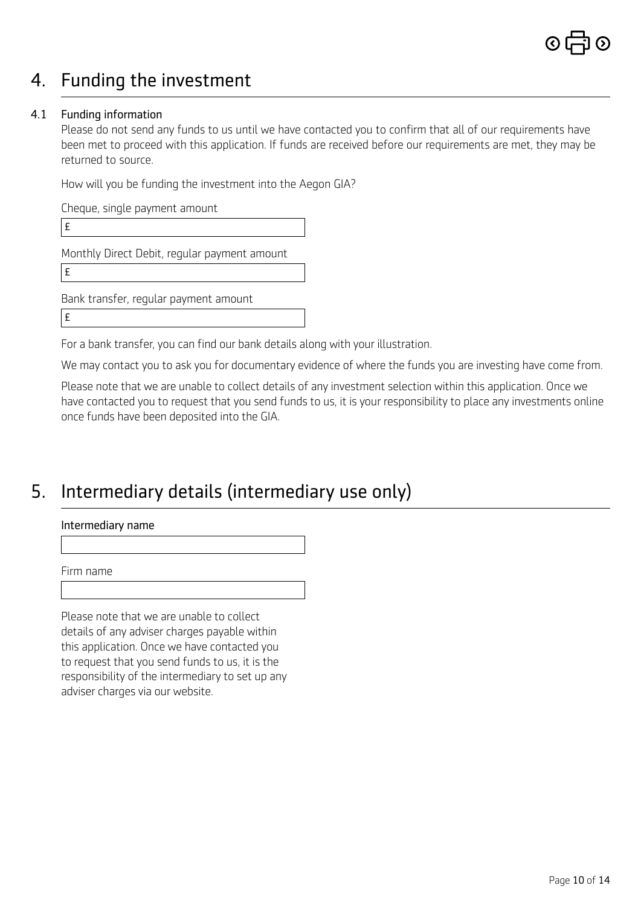# 4. Funding the investment

### 4.1 Funding information

Please do not send any funds to us until we have contacted you to confirm that all of our requirements have been met to proceed with this application. If funds are received before our requirements are met, they may be returned to source.

How will you be funding the investment into the Aegon GIA?

Cheque, single payment amount

£

Monthly Direct Debit, regular payment amount

£

Bank transfer, regular payment amount

£

For a bank transfer, you can find our bank details along with your illustration.

We may contact you to ask you for documentary evidence of where the funds you are investing have come from.

Please note that we are unable to collect details of any investment selection within this application. Once we have contacted you to request that you send funds to us, it is your responsibility to place any investments online once funds have been deposited into the GIA.

# 5. Intermediary details (intermediary use only)

Intermediary name

Firm name

Please note that we are unable to collect details of any adviser charges payable within this application. Once we have contacted you to request that you send funds to us, it is the responsibility of the intermediary to set up any adviser charges via our website.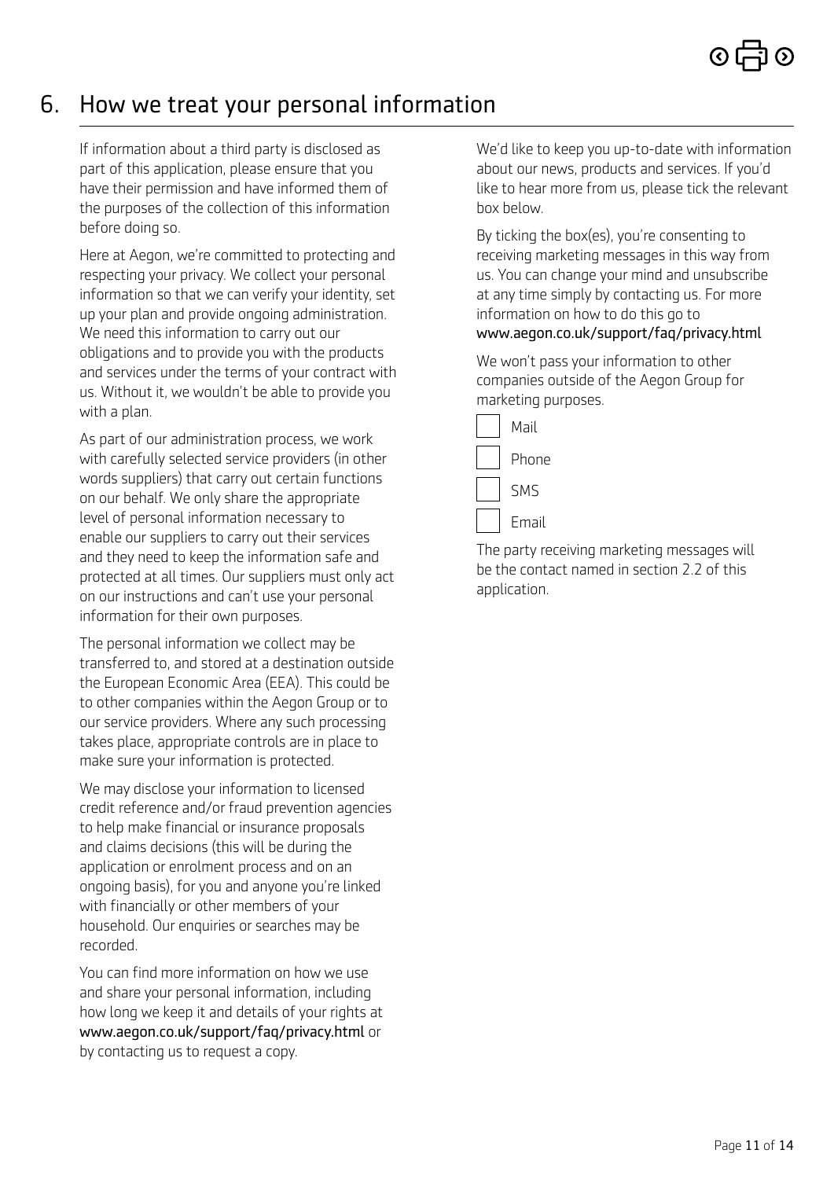## 6. How we treat your personal information

If information about a third party is disclosed as part of this application, please ensure that you have their permission and have informed them of the purposes of the collection of this information before doing so.

Here at Aegon, we're committed to protecting and respecting your privacy. We collect your personal information so that we can verify your identity, set up your plan and provide ongoing administration. We need this information to carry out our obligations and to provide you with the products and services under the terms of your contract with us. Without it, we wouldn't be able to provide you with a plan.

As part of our administration process, we work with carefully selected service providers (in other words suppliers) that carry out certain functions on our behalf. We only share the appropriate level of personal information necessary to enable our suppliers to carry out their services and they need to keep the information safe and protected at all times. Our suppliers must only act on our instructions and can't use your personal information for their own purposes.

The personal information we collect may be transferred to, and stored at a destination outside the European Economic Area (EEA). This could be to other companies within the Aegon Group or to our service providers. Where any such processing takes place, appropriate controls are in place to make sure your information is protected.

We may disclose your information to licensed credit reference and/or fraud prevention agencies to help make financial or insurance proposals and claims decisions (this will be during the application or enrolment process and on an ongoing basis), for you and anyone you're linked with financially or other members of your household. Our enquiries or searches may be recorded.

You can find more information on how we use and share your personal information, including how long we keep it and details of your rights at www.aegon.co.uk/support/faq/privacy.html or by contacting us to request a copy.

We'd like to keep you up-to-date with information about our news, products and services. If you'd like to hear more from us, please tick the relevant box below.

By ticking the box(es), you're consenting to receiving marketing messages in this way from us. You can change your mind and unsubscribe at any time simply by contacting us. For more information on how to do this go to www.aegon.co.uk/support/faq/privacy.html

We won't pass your information to other companies outside of the Aegon Group for marketing purposes.

- [ ] Mail
- [ ] Phone
- [ ] SMS
- [ ] Email

The party receiving marketing messages will be the contact named in section 2.2 of this application.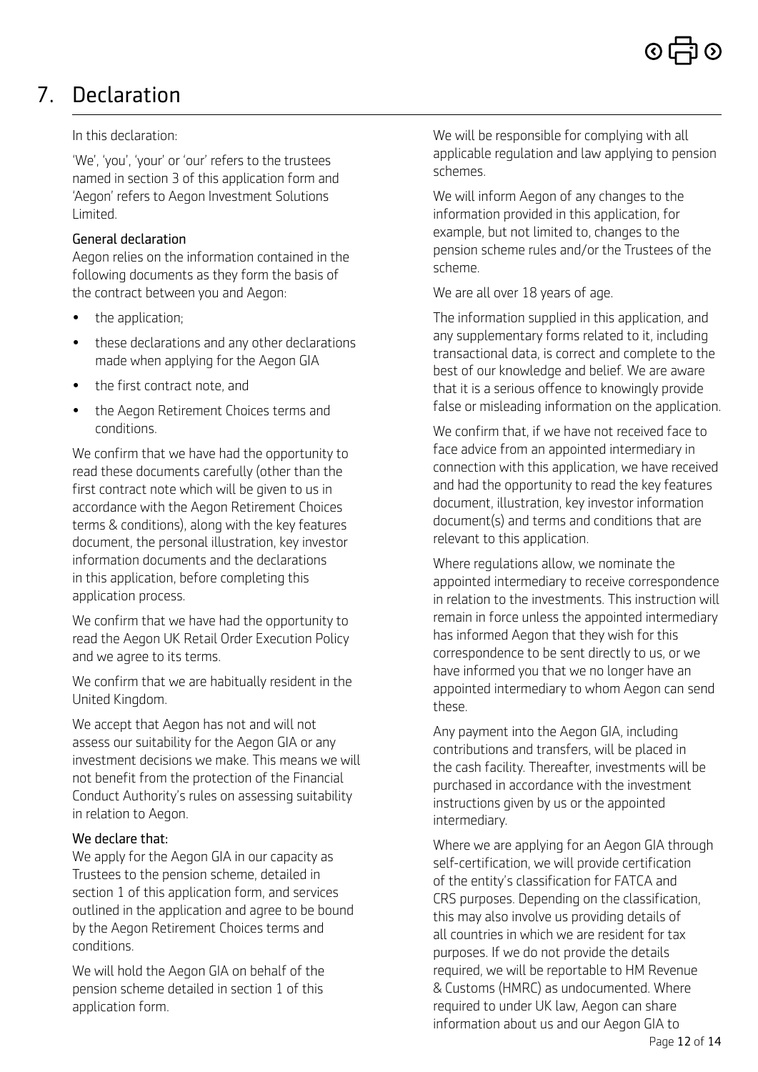# 7. Declaration

In this declaration:

'We', 'you', 'your' or 'our' refers to the trustees named in section 3 of this application form and 'Aegon' refers to Aegon Investment Solutions Limited.

### General declaration

Aegon relies on the information contained in the following documents as they form the basis of the contract between you and Aegon:

- the application;
- these declarations and any other declarations made when applying for the Aegon GIA
- the first contract note, and
- the Aegon Retirement Choices terms and conditions.

We confirm that we have had the opportunity to read these documents carefully (other than the first contract note which will be given to us in accordance with the Aegon Retirement Choices terms & conditions), along with the key features document, the personal illustration, key investor information documents and the declarations in this application, before completing this application process.

We confirm that we have had the opportunity to read the Aegon UK Retail Order Execution Policy and we agree to its terms.

We confirm that we are habitually resident in the United Kingdom.

We accept that Aegon has not and will not assess our suitability for the Aegon GIA or any investment decisions we make. This means we will not benefit from the protection of the Financial Conduct Authority's rules on assessing suitability in relation to Aegon.

### We declare that:

We apply for the Aegon GIA in our capacity as Trustees to the pension scheme, detailed in section 1 of this application form, and services outlined in the application and agree to be bound by the Aegon Retirement Choices terms and conditions.

We will hold the Aegon GIA on behalf of the pension scheme detailed in section 1 of this application form.

We will be responsible for complying with all applicable regulation and law applying to pension schemes.

We will inform Aegon of any changes to the information provided in this application, for example, but not limited to, changes to the pension scheme rules and/or the Trustees of the scheme.

We are all over 18 years of age.

The information supplied in this application, and any supplementary forms related to it, including transactional data, is correct and complete to the best of our knowledge and belief. We are aware that it is a serious offence to knowingly provide false or misleading information on the application.

We confirm that, if we have not received face to face advice from an appointed intermediary in connection with this application, we have received and had the opportunity to read the key features document, illustration, key investor information document(s) and terms and conditions that are relevant to this application.

Where regulations allow, we nominate the appointed intermediary to receive correspondence in relation to the investments. This instruction will remain in force unless the appointed intermediary has informed Aegon that they wish for this correspondence to be sent directly to us, or we have informed you that we no longer have an appointed intermediary to whom Aegon can send these.

Any payment into the Aegon GIA, including contributions and transfers, will be placed in the cash facility. Thereafter, investments will be purchased in accordance with the investment instructions given by us or the appointed intermediary.

Where we are applying for an Aegon GIA through self-certification, we will provide certification of the entity's classification for FATCA and CRS purposes. Depending on the classification, this may also involve us providing details of all countries in which we are resident for tax purposes. If we do not provide the details required, we will be reportable to HM Revenue & Customs (HMRC) as undocumented. Where required to under UK law, Aegon can share information about us and our Aegon GIA to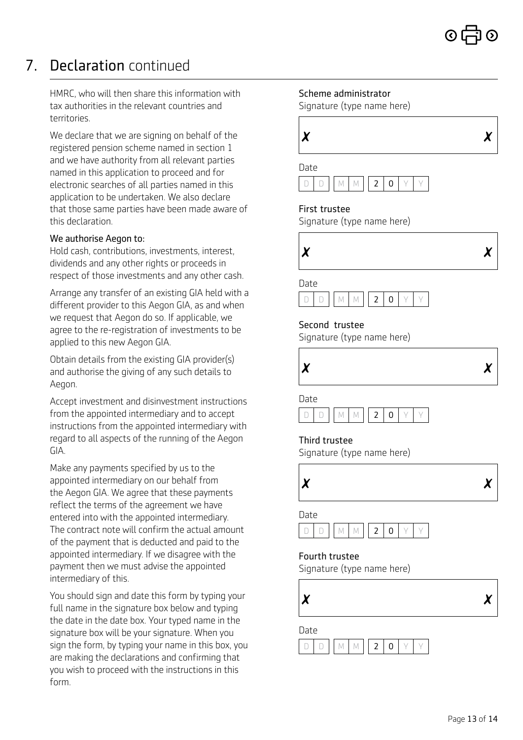## 7. Declaration continued

HMRC, who will then share this information with tax authorities in the relevant countries and territories.

We declare that we are signing on behalf of the registered pension scheme named in section 1 and we have authority from all relevant parties named in this application to proceed and for electronic searches of all parties named in this application to be undertaken. We also declare that those same parties have been made aware of this declaration.

**We authorise Aegon to:**

Hold cash, contributions, investments, interest, dividends and any other rights or proceeds in respect of those investments and any other cash.

Arrange any transfer of an existing GIA held with a different provider to this Aegon GIA, as and when we request that Aegon do so. If applicable, we agree to the re-registration of investments to be applied to this new Aegon GIA.

Obtain details from the existing GIA provider(s) and authorise the giving of any such details to Aegon.

Accept investment and disinvestment instructions from the appointed intermediary and to accept instructions from the appointed intermediary with regard to all aspects of the running of the Aegon GIA.

Make any payments specified by us to the appointed intermediary on our behalf from the Aegon GIA. We agree that these payments reflect the terms of the agreement we have entered into with the appointed intermediary. The contract note will confirm the actual amount of the payment that is deducted and paid to the appointed intermediary. If we disagree with the payment then we must advise the appointed intermediary of this.

You should sign and date this form by typing your full name in the signature box below and typing the date in the date box. Your typed name in the signature box will be your signature. When you sign the form, by typing your name in this box, you are making the declarations and confirming that you wish to proceed with the instructions in this form.

**Scheme administrator**
Signature (type name here)

✗ ✗

Date
D D | M M | 2 0 Y Y

**First trustee**
Signature (type name here)

✗ ✗

Date
D D | M M | 2 0 Y Y

**Second trustee**
Signature (type name here)

✗ ✗

Date
D D | M M | 2 0 Y Y

**Third trustee**
Signature (type name here)

✗ ✗

Date
D D | M M | 2 0 Y Y

**Fourth trustee**
Signature (type name here)

✗ ✗

Date
D D | M M | 2 0 Y Y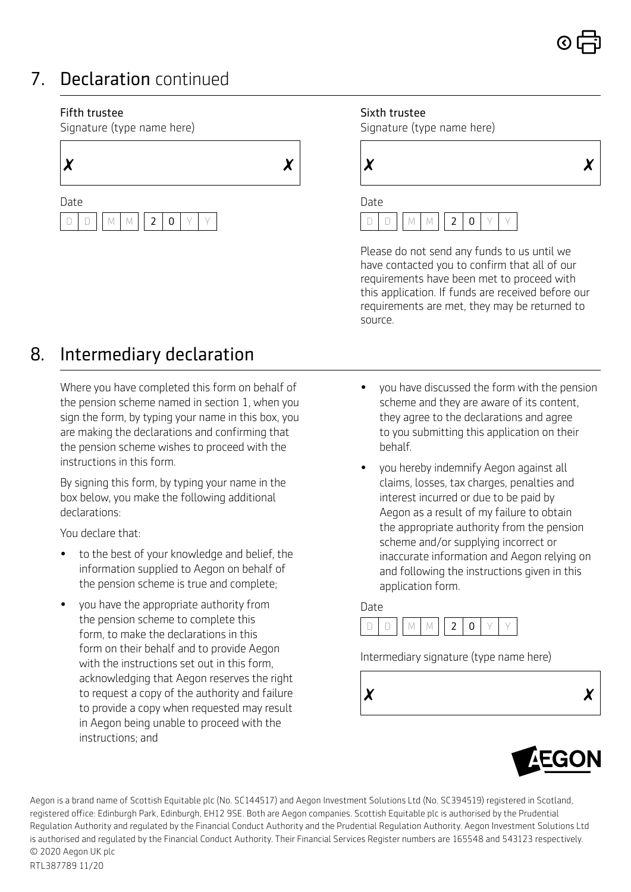## 7. Declaration continued

**Fifth trustee**

Signature (type name here)

✗ ✗

Date

D D M M 2 0 Y Y

**Sixth trustee**

Signature (type name here)

✗ ✗

Date

D D M M 2 0 Y Y

Please do not send any funds to us until we have contacted you to confirm that all of our requirements have been met to proceed with this application. If funds are received before our requirements are met, they may be returned to source.

## 8. Intermediary declaration

Where you have completed this form on behalf of the pension scheme named in section 1, when you sign the form, by typing your name in this box, you are making the declarations and confirming that the pension scheme wishes to proceed with the instructions in this form.

By signing this form, by typing your name in the box below, you make the following additional declarations:

You declare that:

- to the best of your knowledge and belief, the information supplied to Aegon on behalf of the pension scheme is true and complete;
- you have the appropriate authority from the pension scheme to complete this form, to make the declarations in this form on their behalf and to provide Aegon with the instructions set out in this form, acknowledging that Aegon reserves the right to request a copy of the authority and failure to provide a copy when requested may result in Aegon being unable to proceed with the instructions; and
- you have discussed the form with the pension scheme and they are aware of its content, they agree to the declarations and agree to you submitting this application on their behalf.
- you hereby indemnify Aegon against all claims, losses, tax charges, penalties and interest incurred or due to be paid by Aegon as a result of my failure to obtain the appropriate authority from the pension scheme and/or supplying incorrect or inaccurate information and Aegon relying on and following the instructions given in this application form.

Date

D D M M 2 0 Y Y

Intermediary signature (type name here)

✗ ✗

AEGON

Aegon is a brand name of Scottish Equitable plc (No. SC144517) and Aegon Investment Solutions Ltd (No. SC394519) registered in Scotland, registered office: Edinburgh Park, Edinburgh, EH12 9SE. Both are Aegon companies. Scottish Equitable plc is authorised by the Prudential Regulation Authority and regulated by the Financial Conduct Authority and the Prudential Regulation Authority. Aegon Investment Solutions Ltd is authorised and regulated by the Financial Conduct Authority. Their Financial Services Register numbers are 165548 and 543123 respectively. © 2020 Aegon UK plc

RTL387789 11/20